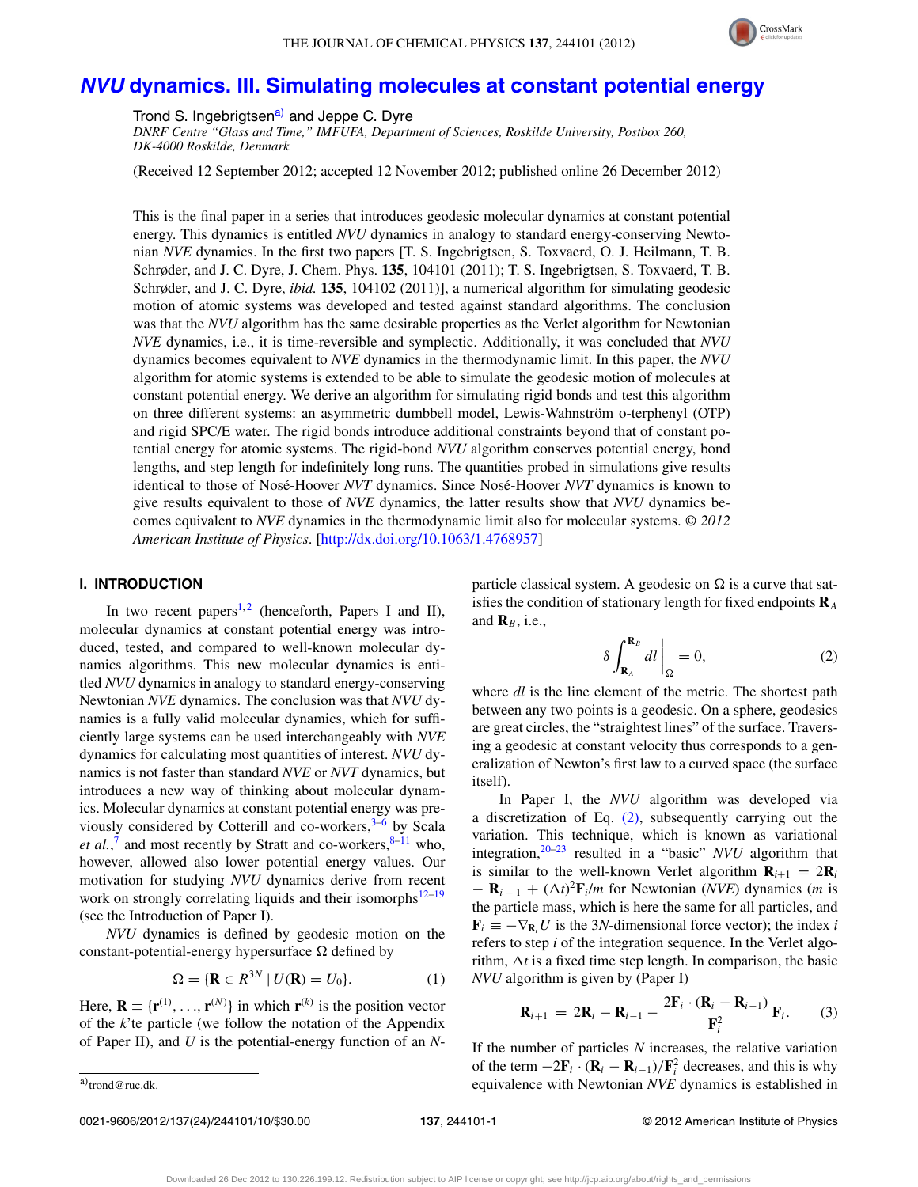# *NVU* dynamics. III. Simulating molecules at constant potential energy

Trond S. Ingebrigtsen[a] and Jeppe C. Dyre

*DNRF Centre "Glass and Time," IMFUFA, Department of Sciences, Roskilde University, Postbox 260, DK-4000 Roskilde, Denmark*

(Received 12 September 2012; accepted 12 November 2012; published online 26 December 2012)

This is the final paper in a series that introduces geodesic molecular dynamics at constant potential energy. This dynamics is entitled *NVU* dynamics in analogy to standard energy-conserving Newtonian *NVE* dynamics. In the first two papers [T. S. Ingebrigtsen, S. Toxvaerd, O. J. Heilmann, T. B. Schrøder, and J. C. Dyre, J. Chem. Phys. **135**, 104101 (2011); T. S. Ingebrigtsen, S. Toxvaerd, T. B. Schrøder, and J. C. Dyre, *ibid.* **135**, 104102 (2011)], a numerical algorithm for simulating geodesic motion of atomic systems was developed and tested against standard algorithms. The conclusion was that the *NVU* algorithm has the same desirable properties as the Verlet algorithm for Newtonian *NVE* dynamics, i.e., it is time-reversible and symplectic. Additionally, it was concluded that *NVU* dynamics becomes equivalent to *NVE* dynamics in the thermodynamic limit. In this paper, the *NVU* algorithm for atomic systems is extended to be able to simulate the geodesic motion of molecules at constant potential energy. We derive an algorithm for simulating rigid bonds and test this algorithm on three different systems: an asymmetric dumbbell model, Lewis-Wahnström o-terphenyl (OTP) and rigid SPC/E water. The rigid bonds introduce additional constraints beyond that of constant potential energy for atomic systems. The rigid-bond *NVU* algorithm conserves potential energy, bond lengths, and step length for indefinitely long runs. The quantities probed in simulations give results identical to those of Nosé-Hoover *NVT* dynamics. Since Nosé-Hoover *NVT* dynamics is known to give results equivalent to those of *NVE* dynamics, the latter results show that *NVU* dynamics becomes equivalent to *NVE* dynamics in the thermodynamic limit also for molecular systems. © *2012 American Institute of Physics*. [http://dx.doi.org/10.1063/1.4768957]

## I. INTRODUCTION

In two recent papers[1,2] (henceforth, Papers I and II), molecular dynamics at constant potential energy was introduced, tested, and compared to well-known molecular dynamics algorithms. This new molecular dynamics is entitled *NVU* dynamics in analogy to standard energy-conserving Newtonian *NVE* dynamics. The conclusion was that *NVU* dynamics is a fully valid molecular dynamics, which for sufficiently large systems can be used interchangeably with *NVE* dynamics for calculating most quantities of interest. *NVU* dynamics is not faster than standard *NVE* or *NVT* dynamics, but introduces a new way of thinking about molecular dynamics. Molecular dynamics at constant potential energy was previously considered by Cotterill and co-workers,[3–6] by Scala *et al.*,[7] and most recently by Stratt and co-workers,[8–11] who, however, allowed also lower potential energy values. Our motivation for studying *NVU* dynamics derive from recent work on strongly correlating liquids and their isomorphs[12–19] (see the Introduction of Paper I).

*NVU* dynamics is defined by geodesic motion on the constant-potential-energy hypersurface $\Omega$ defined by

$$\Omega = \{\mathbf{R} \in R^{3N} \mid U(\mathbf{R}) = U_0\}. \tag{1}$$

Here, $\mathbf{R} \equiv \{\mathbf{r}^{(1)}, \ldots, \mathbf{r}^{(N)}\}$ in which $\mathbf{r}^{(k)}$ is the position vector of the $k$'te particle (we follow the notation of the Appendix of Paper II), and $U$ is the potential-energy function of an $N$-particle classical system. A geodesic on $\Omega$ is a curve that satisfies the condition of stationary length for fixed endpoints $\mathbf{R}_A$ and $\mathbf{R}_B$, i.e.,

$$\delta \int_{\mathbf{R}_A}^{\mathbf{R}_B} dl \,\bigg|_{\Omega} = 0, \tag{2}$$

where $dl$ is the line element of the metric. The shortest path between any two points is a geodesic. On a sphere, geodesics are great circles, the "straightest lines" of the surface. Traversing a geodesic at constant velocity thus corresponds to a generalization of Newton's first law to a curved space (the surface itself).

In Paper I, the *NVU* algorithm was developed via a discretization of Eq. (2), subsequently carrying out the variation. This technique, which is known as variational integration,[20–23] resulted in a "basic" *NVU* algorithm that is similar to the well-known Verlet algorithm $\mathbf{R}_{i+1} = 2\mathbf{R}_i - \mathbf{R}_{i-1} + (\Delta t)^2\mathbf{F}_i/m$ for Newtonian (*NVE*) dynamics ($m$ is the particle mass, which is here the same for all particles, and $\mathbf{F}_i \equiv -\nabla_{\mathbf{R}_i} U$ is the $3N$-dimensional force vector); the index $i$ refers to step $i$ of the integration sequence. In the Verlet algorithm, $\Delta t$ is a fixed time step length. In comparison, the basic *NVU* algorithm is given by (Paper I)

$$\mathbf{R}_{i+1} = 2\mathbf{R}_i - \mathbf{R}_{i-1} - \frac{2\mathbf{F}_i \cdot (\mathbf{R}_i - \mathbf{R}_{i-1})}{\mathbf{F}_i^2}\,\mathbf{F}_i. \tag{3}$$

If the number of particles $N$ increases, the relative variation of the term $-2\mathbf{F}_i \cdot (\mathbf{R}_i - \mathbf{R}_{i-1})/\mathbf{F}_i^2$ decreases, and this is why equivalence with Newtonian *NVE* dynamics is established in

[a] trond@ruc.dk.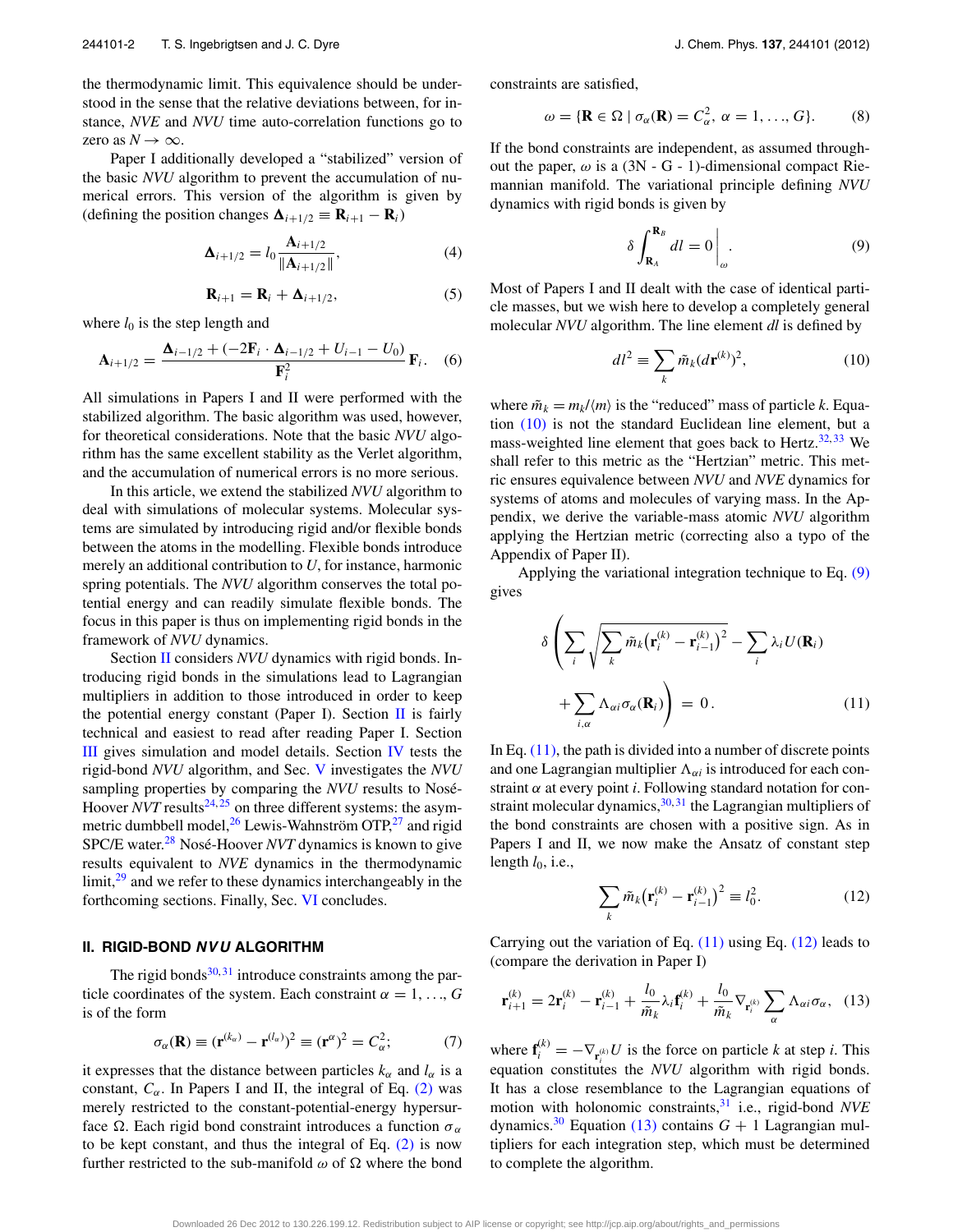the thermodynamic limit. This equivalence should be understood in the sense that the relative deviations between, for instance, *NVE* and *NVU* time auto-correlation functions go to zero as $N \to \infty$.

Paper I additionally developed a "stabilized" version of the basic *NVU* algorithm to prevent the accumulation of numerical errors. This version of the algorithm is given by (defining the position changes $\mathbf{\Delta}_{i+1/2} \equiv \mathbf{R}_{i+1} - \mathbf{R}_i$)

$$\mathbf{\Delta}_{i+1/2} = l_0 \frac{\mathbf{A}_{i+1/2}}{\|\mathbf{A}_{i+1/2}\|}, \tag{4}$$

$$\mathbf{R}_{i+1} = \mathbf{R}_i + \mathbf{\Delta}_{i+1/2}, \tag{5}$$

where $l_0$ is the step length and

$$\mathbf{A}_{i+1/2} = \frac{\mathbf{\Delta}_{i-1/2} + (-2\mathbf{F}_i \cdot \mathbf{\Delta}_{i-1/2} + U_{i-1} - U_0)}{\mathbf{F}_i^2}\mathbf{F}_i. \tag{6}$$

All simulations in Papers I and II were performed with the stabilized algorithm. The basic algorithm was used, however, for theoretical considerations. Note that the basic *NVU* algorithm has the same excellent stability as the Verlet algorithm, and the accumulation of numerical errors is no more serious.

In this article, we extend the stabilized *NVU* algorithm to deal with simulations of molecular systems. Molecular systems are simulated by introducing rigid and/or flexible bonds between the atoms in the modelling. Flexible bonds introduce merely an additional contribution to $U$, for instance, harmonic spring potentials. The *NVU* algorithm conserves the total potential energy and can readily simulate flexible bonds. The focus in this paper is thus on implementing rigid bonds in the framework of *NVU* dynamics.

Section II considers *NVU* dynamics with rigid bonds. Introducing rigid bonds in the simulations lead to Lagrangian multipliers in addition to those introduced in order to keep the potential energy constant (Paper I). Section II is fairly technical and easiest to read after reading Paper I. Section III gives simulation and model details. Section IV tests the rigid-bond *NVU* algorithm, and Sec. V investigates the *NVU* sampling properties by comparing the *NVU* results to Nosé-Hoover *NVT* results[24,25] on three different systems: the asymmetric dumbbell model,[26] Lewis-Wahnström OTP,[27] and rigid SPC/E water.[28] Nosé-Hoover *NVT* dynamics is known to give results equivalent to *NVE* dynamics in the thermodynamic limit,[29] and we refer to these dynamics interchangeably in the forthcoming sections. Finally, Sec. VI concludes.

## II. RIGID-BOND *NVU* ALGORITHM

The rigid bonds[30,31] introduce constraints among the particle coordinates of the system. Each constraint $\alpha = 1, \ldots, G$ is of the form

$$\sigma_\alpha(\mathbf{R}) \equiv (\mathbf{r}^{(k_\alpha)} - \mathbf{r}^{(l_\alpha)})^2 \equiv (\mathbf{r}^{\alpha})^2 = C_\alpha^2; \tag{7}$$

it expresses that the distance between particles $k_\alpha$ and $l_\alpha$ is a constant, $C_\alpha$. In Papers I and II, the integral of Eq. (2) was merely restricted to the constant-potential-energy hypersurface $\Omega$. Each rigid bond constraint introduces a function $\sigma_\alpha$ to be kept constant, and thus the integral of Eq. (2) is now further restricted to the sub-manifold $\omega$ of $\Omega$ where the bond constraints are satisfied,

$$\omega = \{\mathbf{R} \in \Omega \mid \sigma_\alpha(\mathbf{R}) = C_\alpha^2,\ \alpha = 1, \ldots, G\}. \tag{8}$$

If the bond constraints are independent, as assumed throughout the paper, $\omega$ is a (3N - G - 1)-dimensional compact Riemannian manifold. The variational principle defining *NVU* dynamics with rigid bonds is given by

$$\delta \int_{\mathbf{R}_A}^{\mathbf{R}_B} dl = 0 \Big|_{\omega}. \tag{9}$$

Most of Papers I and II dealt with the case of identical particle masses, but we wish here to develop a completely general molecular *NVU* algorithm. The line element $dl$ is defined by

$$dl^2 \equiv \sum_k \tilde{m}_k (d\mathbf{r}^{(k)})^2, \tag{10}$$

where $\tilde{m}_k = m_k/\langle m \rangle$ is the "reduced" mass of particle $k$. Equation (10) is not the standard Euclidean line element, but a mass-weighted line element that goes back to Hertz.[32,33] We shall refer to this metric as the "Hertzian" metric. This metric ensures equivalence between *NVU* and *NVE* dynamics for systems of atoms and molecules of varying mass. In the Appendix, we derive the variable-mass atomic *NVU* algorithm applying the Hertzian metric (correcting also a typo of the Appendix of Paper II).

Applying the variational integration technique to Eq. (9) gives

$$\delta \left( \sum_i \sqrt{\sum_k \tilde{m}_k \big(\mathbf{r}_i^{(k)} - \mathbf{r}_{i-1}^{(k)}\big)^2} - \sum_i \lambda_i U(\mathbf{R}_i) + \sum_{i,\alpha} \Lambda_{\alpha i} \sigma_\alpha(\mathbf{R}_i) \right) = 0. \tag{11}$$

In Eq. (11), the path is divided into a number of discrete points and one Lagrangian multiplier $\Lambda_{\alpha i}$ is introduced for each constraint $\alpha$ at every point $i$. Following standard notation for constraint molecular dynamics,[30,31] the Lagrangian multipliers of the bond constraints are chosen with a positive sign. As in Papers I and II, we now make the Ansatz of constant step length $l_0$, i.e.,

$$\sum_k \tilde{m}_k \big(\mathbf{r}_i^{(k)} - \mathbf{r}_{i-1}^{(k)}\big)^2 \equiv l_0^2. \tag{12}$$

Carrying out the variation of Eq. (11) using Eq. (12) leads to (compare the derivation in Paper I)

$$\mathbf{r}_{i+1}^{(k)} = 2\mathbf{r}_i^{(k)} - \mathbf{r}_{i-1}^{(k)} + \frac{l_0}{\tilde{m}_k}\lambda_i \mathbf{f}_i^{(k)} + \frac{l_0}{\tilde{m}_k}\nabla_{\mathbf{r}_i^{(k)}} \sum_\alpha \Lambda_{\alpha i}\sigma_\alpha, \tag{13}$$

where $\mathbf{f}_i^{(k)} = -\nabla_{\mathbf{r}_i^{(k)}} U$ is the force on particle $k$ at step $i$. This equation constitutes the *NVU* algorithm with rigid bonds. It has a close resemblance to the Lagrangian equations of motion with holonomic constraints,[31] i.e., rigid-bond *NVE* dynamics.[30] Equation (13) contains $G + 1$ Lagrangian multipliers for each integration step, which must be determined to complete the algorithm.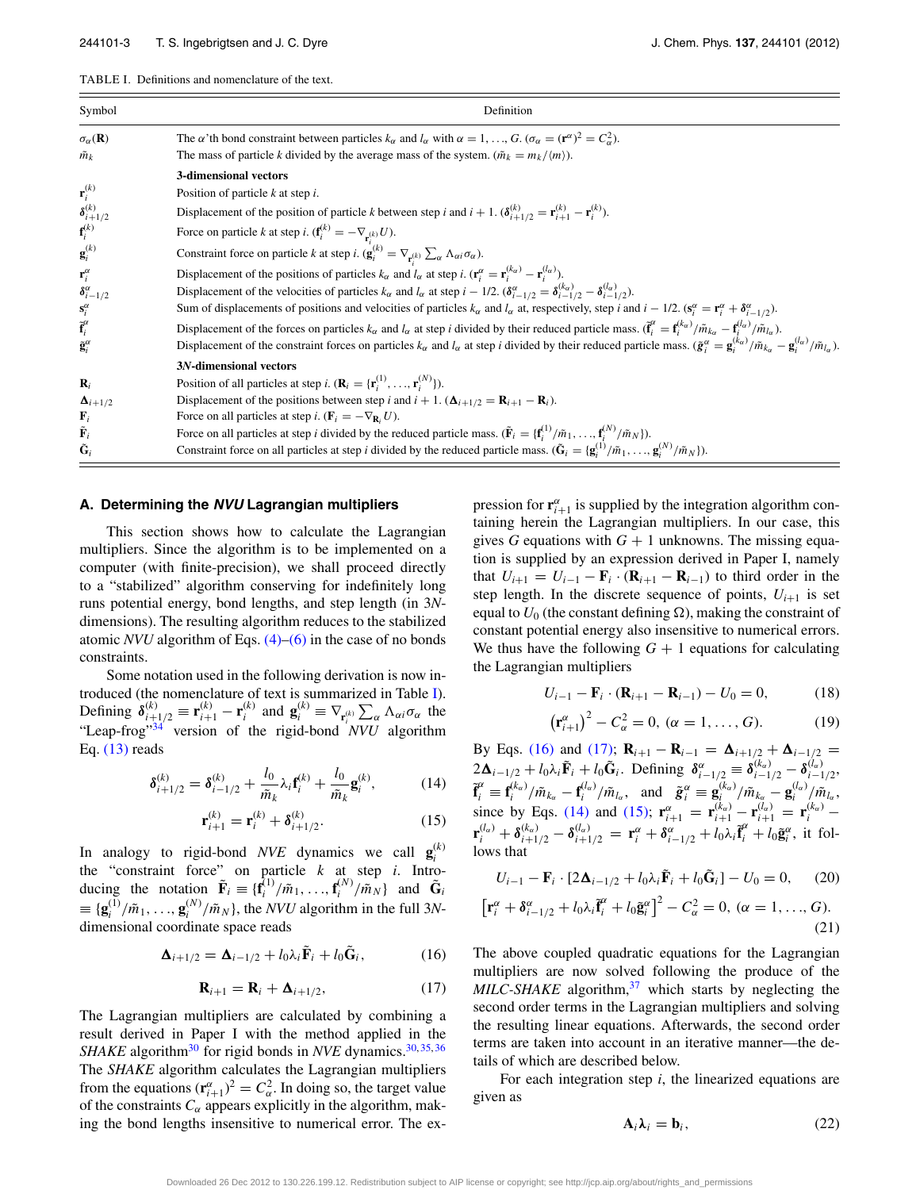TABLE I. Definitions and nomenclature of the text.

| Symbol | Definition |
|---|---|
| $\sigma_\alpha(\mathbf{R})$ | The $\alpha$'th bond constraint between particles $k_\alpha$ and $l_\alpha$ with $\alpha = 1, \ldots, G$. ($\sigma_\alpha = (\mathbf{r}^\alpha)^2 = C_\alpha^2$). |
| $\tilde{m}_k$ | The mass of particle $k$ divided by the average mass of the system. ($\tilde{m}_k = m_k/\langle m\rangle$). |
| | **3-dimensional vectors** |
| $\mathbf{r}_i^{(k)}$ | Position of particle $k$ at step $i$. |
| $\boldsymbol{\delta}_{i+1/2}^{(k)}$ | Displacement of the position of particle $k$ between step $i$ and $i+1$. ($\boldsymbol{\delta}_{i+1/2}^{(k)} = \mathbf{r}_{i+1}^{(k)} - \mathbf{r}_i^{(k)}$). |
| $\mathbf{f}_i^{(k)}$ | Force on particle $k$ at step $i$. ($\mathbf{f}_i^{(k)} = -\nabla_{\mathbf{r}_i^{(k)}} U$). |
| $\mathbf{g}_i^{(k)}$ | Constraint force on particle $k$ at step $i$. ($\mathbf{g}_i^{(k)} = \nabla_{\mathbf{r}_i^{(k)}} \sum_\alpha \Lambda_{\alpha i}\sigma_\alpha$). |
| $\mathbf{r}_i^\alpha$ | Displacement of the positions of particles $k_\alpha$ and $l_\alpha$ at step $i$. ($\mathbf{r}_i^\alpha = \mathbf{r}_i^{(k_\alpha)} - \mathbf{r}_i^{(l_\alpha)}$). |
| $\boldsymbol{\delta}_{i-1/2}^\alpha$ | Displacement of the velocities of particles $k_\alpha$ and $l_\alpha$ at step $i-1/2$. ($\boldsymbol{\delta}_{i-1/2}^\alpha = \boldsymbol{\delta}_{i-1/2}^{(k_\alpha)} - \boldsymbol{\delta}_{i-1/2}^{(l_\alpha)}$). |
| $\mathbf{s}_i^\alpha$ | Sum of displacements of positions and velocities of particles $k_\alpha$ and $l_\alpha$ at, respectively, step $i$ and $i-1/2$. ($\mathbf{s}_i^\alpha = \mathbf{r}_i^\alpha + \boldsymbol{\delta}_{i-1/2}^\alpha$). |
| $\tilde{\mathbf{f}}_i^\alpha$ | Displacement of the forces on particles $k_\alpha$ and $l_\alpha$ at step $i$ divided by their reduced particle mass. ($\tilde{\mathbf{f}}_i^\alpha = \mathbf{f}_i^{(k_\alpha)}/\tilde{m}_{k_\alpha} - \mathbf{f}_i^{(l_\alpha)}/\tilde{m}_{l_\alpha}$). |
| $\tilde{\mathbf{g}}_i^\alpha$ | Displacement of the constraint forces on particles $k_\alpha$ and $l_\alpha$ at step $i$ divided by their reduced particle mass. ($\tilde{\mathbf{g}}_i^\alpha = \mathbf{g}_i^{(k_\alpha)}/\tilde{m}_{k_\alpha} - \mathbf{g}_i^{(l_\alpha)}/\tilde{m}_{l_\alpha}$). |
| | **3N-dimensional vectors** |
| $\mathbf{R}_i$ | Position of all particles at step $i$. ($\mathbf{R}_i = \{\mathbf{r}_i^{(1)}, \ldots, \mathbf{r}_i^{(N)}\}$). |
| $\boldsymbol{\Delta}_{i+1/2}$ | Displacement of the positions between step $i$ and $i+1$. ($\boldsymbol{\Delta}_{i+1/2} = \mathbf{R}_{i+1} - \mathbf{R}_i$). |
| $\mathbf{F}_i$ | Force on all particles at step $i$. ($\mathbf{F}_i = -\nabla_{\mathbf{R}_i} U$). |
| $\tilde{\mathbf{F}}_i$ | Force on all particles at step $i$ divided by the reduced particle mass. ($\tilde{\mathbf{F}}_i = \{\mathbf{f}_i^{(1)}/\tilde{m}_1, \ldots, \mathbf{f}_i^{(N)}/\tilde{m}_N\}$). |
| $\tilde{\mathbf{G}}_i$ | Constraint force on all particles at step $i$ divided by the reduced particle mass. ($\tilde{\mathbf{G}}_i = \{\mathbf{g}_i^{(1)}/\tilde{m}_1, \ldots, \mathbf{g}_i^{(N)}/\tilde{m}_N\}$). |

### A. Determining the *NVU* Lagrangian multipliers

This section shows how to calculate the Lagrangian multipliers. Since the algorithm is to be implemented on a computer (with finite-precision), we shall proceed directly to a "stabilized" algorithm conserving for indefinitely long runs potential energy, bond lengths, and step length (in 3*N*-dimensions). The resulting algorithm reduces to the stabilized atomic *NVU* algorithm of Eqs. (4)–(6) in the case of no bonds constraints.

Some notation used in the following derivation is now introduced (the nomenclature of text is summarized in Table I). Defining $\boldsymbol{\delta}_{i+1/2}^{(k)} \equiv \mathbf{r}_{i+1}^{(k)} - \mathbf{r}_i^{(k)}$ and $\mathbf{g}_i^{(k)} \equiv \nabla_{\mathbf{r}_i^{(k)}} \sum_\alpha \Lambda_{\alpha i}\sigma_\alpha$ the "Leap-frog"[34] version of the rigid-bond *NVU* algorithm Eq. (13) reads

$$\boldsymbol{\delta}_{i+1/2}^{(k)} = \boldsymbol{\delta}_{i-1/2}^{(k)} + \frac{l_0}{\tilde{m}_k}\lambda_i \mathbf{f}_i^{(k)} + \frac{l_0}{\tilde{m}_k}\mathbf{g}_i^{(k)}, \tag{14}$$

$$\mathbf{r}_{i+1}^{(k)} = \mathbf{r}_i^{(k)} + \boldsymbol{\delta}_{i+1/2}^{(k)}. \tag{15}$$

In analogy to rigid-bond *NVE* dynamics we call $\mathbf{g}_i^{(k)}$ the "constraint force" on particle $k$ at step $i$. Introducing the notation $\tilde{\mathbf{F}}_i \equiv \{\mathbf{f}_i^{(1)}/\tilde{m}_1, \ldots, \mathbf{f}_i^{(N)}/\tilde{m}_N\}$ and $\tilde{\mathbf{G}}_i \equiv \{\mathbf{g}_i^{(1)}/\tilde{m}_1, \ldots, \mathbf{g}_i^{(N)}/\tilde{m}_N\}$, the *NVU* algorithm in the full 3*N*-dimensional coordinate space reads

$$\boldsymbol{\Delta}_{i+1/2} = \boldsymbol{\Delta}_{i-1/2} + l_0\lambda_i\tilde{\mathbf{F}}_i + l_0\tilde{\mathbf{G}}_i, \tag{16}$$

$$\mathbf{R}_{i+1} = \mathbf{R}_i + \boldsymbol{\Delta}_{i+1/2}, \tag{17}$$

The Lagrangian multipliers are calculated by combining a result derived in Paper I with the method applied in the *SHAKE* algorithm[30] for rigid bonds in *NVE* dynamics.[30,35,36] The *SHAKE* algorithm calculates the Lagrangian multipliers from the equations $(\mathbf{r}_{i+1}^\alpha)^2 = C_\alpha^2$. In doing so, the target value of the constraints $C_\alpha$ appears explicitly in the algorithm, making the bond lengths insensitive to numerical error. The expression for $\mathbf{r}_{i+1}^\alpha$ is supplied by the integration algorithm containing herein the Lagrangian multipliers. In our case, this gives $G$ equations with $G+1$ unknowns. The missing equation is supplied by an expression derived in Paper I, namely that $U_{i+1} = U_{i-1} - \mathbf{F}_i \cdot (\mathbf{R}_{i+1} - \mathbf{R}_{i-1})$ to third order in the step length. In the discrete sequence of points, $U_{i+1}$ is set equal to $U_0$ (the constant defining $\Omega$), making the constraint of constant potential energy also insensitive to numerical errors. We thus have the following $G+1$ equations for calculating the Lagrangian multipliers

$$U_{i-1} - \mathbf{F}_i \cdot (\mathbf{R}_{i+1} - \mathbf{R}_{i-1}) - U_0 = 0, \tag{18}$$

$$\left(\mathbf{r}_{i+1}^\alpha\right)^2 - C_\alpha^2 = 0,\ (\alpha = 1, \ldots, G). \tag{19}$$

By Eqs. (16) and (17); $\mathbf{R}_{i+1} - \mathbf{R}_{i-1} = \boldsymbol{\Delta}_{i+1/2} + \boldsymbol{\Delta}_{i-1/2} = 2\boldsymbol{\Delta}_{i-1/2} + l_0\lambda_i\tilde{\mathbf{F}}_i + l_0\tilde{\mathbf{G}}_i$. Defining $\boldsymbol{\delta}_{i-1/2}^\alpha \equiv \boldsymbol{\delta}_{i-1/2}^{(k_\alpha)} - \boldsymbol{\delta}_{i-1/2}^{(l_\alpha)}$, $\tilde{\mathbf{f}}_i^\alpha \equiv \mathbf{f}_i^{(k_\alpha)}/\tilde{m}_{k_\alpha} - \mathbf{f}_i^{(l_\alpha)}/\tilde{m}_{l_\alpha}$, and $\tilde{\mathbf{g}}_i^\alpha \equiv \mathbf{g}_i^{(k_\alpha)}/\tilde{m}_{k_\alpha} - \mathbf{g}_i^{(l_\alpha)}/\tilde{m}_{l_\alpha}$, since by Eqs. (14) and (15); $\mathbf{r}_{i+1}^\alpha = \mathbf{r}_{i+1}^{(k_\alpha)} - \mathbf{r}_{i+1}^{(l_\alpha)} = \mathbf{r}_i^{(k_\alpha)} - \mathbf{r}_i^{(l_\alpha)} + \boldsymbol{\delta}_{i+1/2}^{(k_\alpha)} - \boldsymbol{\delta}_{i+1/2}^{(l_\alpha)} = \mathbf{r}_i^\alpha + \boldsymbol{\delta}_{i-1/2}^\alpha + l_0\lambda_i\tilde{\mathbf{f}}_i^\alpha + l_0\tilde{\mathbf{g}}_i^\alpha$, it follows that

$$U_{i-1} - \mathbf{F}_i \cdot [2\boldsymbol{\Delta}_{i-1/2} + l_0\lambda_i\tilde{\mathbf{F}}_i + l_0\tilde{\mathbf{G}}_i] - U_0 = 0, \tag{20}$$

$$\left[\mathbf{r}_i^\alpha + \boldsymbol{\delta}_{i-1/2}^\alpha + l_0\lambda_i\tilde{\mathbf{f}}_i^\alpha + l_0\tilde{\mathbf{g}}_i^\alpha\right]^2 - C_\alpha^2 = 0,\ (\alpha = 1, \ldots, G). \tag{21}$$

The above coupled quadratic equations for the Lagrangian multipliers are now solved following the produce of the *MILC-SHAKE* algorithm,[37] which starts by neglecting the second order terms in the Lagrangian multipliers and solving the resulting linear equations. Afterwards, the second order terms are taken into account in an iterative manner—the details of which are described below.

For each integration step $i$, the linearized equations are given as

$$\mathbf{A}_i\boldsymbol{\lambda}_i = \mathbf{b}_i, \tag{22}$$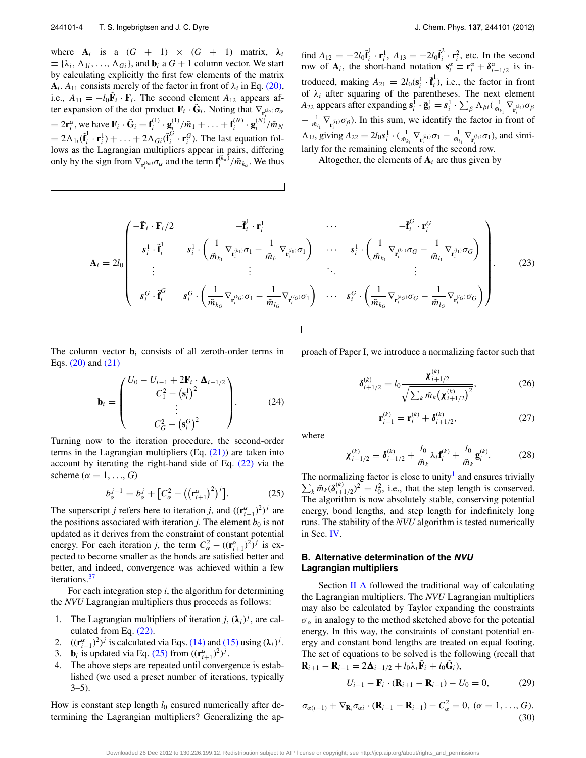where $\mathbf{A}_i$ is a $(G+1)\times(G+1)$ matrix, $\boldsymbol{\lambda}_i \equiv \{\lambda_i, \Lambda_{1i}, \ldots, \Lambda_{Gi}\}$, and $\mathbf{b}_i$ a $G+1$ column vector. We start by calculating explicitly the first few elements of the matrix $\mathbf{A}_i$. $A_{11}$ consists merely of the factor in front of $\lambda_i$ in Eq. (20), i.e., $A_{11} = -l_0\tilde{\mathbf{F}}_i \cdot \mathbf{F}_i$. The second element $A_{12}$ appears after expansion of the dot product $\mathbf{F}_i \cdot \tilde{\mathbf{G}}_i$. Noting that $\nabla_{\mathbf{r}_i^{(k_\alpha)}}\sigma_\alpha = 2\mathbf{r}_i^\alpha$, we have $\mathbf{F}_i \cdot \tilde{\mathbf{G}}_i = \mathbf{f}_i^{(1)} \cdot \mathbf{g}_i^{(1)}/\tilde{m}_1 + \ldots + \mathbf{f}_i^{(N)} \cdot \mathbf{g}_i^{(N)}/\tilde{m}_N = 2\Lambda_{1i}(\tilde{\mathbf{f}}_i^1 \cdot \mathbf{r}_i^1) + \ldots + 2\Lambda_{Gi}(\tilde{\mathbf{f}}_i^G \cdot \mathbf{r}_i^G)$. The last equation follows as the Lagrangian multipliers appear in pairs, differing only by the sign from $\nabla_{\mathbf{r}_i^{(k_\alpha)}}\sigma_\alpha$ and the term $\mathbf{f}_i^{(k_\alpha)}/\tilde{m}_{k_\alpha}$. We thus find $A_{12} = -2l_0\tilde{\mathbf{f}}_i^1 \cdot \mathbf{r}_i^1$, $A_{13} = -2l_0\tilde{\mathbf{f}}_i^2 \cdot \mathbf{r}_i^2$, etc. In the second row of $\mathbf{A}_i$, the short-hand notation $\mathbf{s}_i^\alpha \equiv \mathbf{r}_i^\alpha + \boldsymbol{\delta}_{i-1/2}^\alpha$ is introduced, making $A_{21} = 2l_0(\mathbf{s}_i^1 \cdot \tilde{\mathbf{f}}_i^1)$, i.e., the factor in front of $\lambda_i$ after squaring of the parentheses. The next element $A_{22}$ appears after expanding $\mathbf{s}_i^1 \cdot \tilde{\mathbf{g}}_i^1 = s_i^1 \cdot \sum_\beta \Lambda_{\beta i}(\frac{1}{\tilde{m}_{k_1}}\nabla_{\mathbf{r}_i^{(k_1)}}\sigma_\beta - \frac{1}{\tilde{m}_{l_1}}\nabla_{\mathbf{r}_i^{(l_1)}}\sigma_\beta)$. In this sum, we identify the factor in front of $\Lambda_{1i}$, giving $A_{22} = 2l_0 s_i^1 \cdot (\frac{1}{\tilde{m}_{k_1}}\nabla_{\mathbf{r}_i^{(k_1)}}\sigma_1 - \frac{1}{\tilde{m}_{l_1}}\nabla_{\mathbf{r}_i^{(l_1)}}\sigma_1)$, and similarly for the remaining elements of the second row.

Altogether, the elements of $\mathbf{A}_i$ are thus given by

$$\mathbf{A}_i = 2l_0 \begin{pmatrix} -\tilde{\mathbf{F}}_i \cdot \mathbf{F}_i/2 & -\tilde{\mathbf{f}}_i^1 \cdot \mathbf{r}_i^1 & \cdots & -\tilde{\mathbf{f}}_i^G \cdot \mathbf{r}_i^G \\ s_i^1 \cdot \tilde{\mathbf{f}}_i^1 & \mathbf{s}_i^1 \cdot \left(\frac{1}{\tilde{m}_{k_1}}\nabla_{\mathbf{r}_i^{(k_1)}}\sigma_1 - \frac{1}{\tilde{m}_{l_1}}\nabla_{\mathbf{r}_i^{(l_1)}}\sigma_1\right) & \cdots & \mathbf{s}_i^1 \cdot \left(\frac{1}{\tilde{m}_{k_1}}\nabla_{\mathbf{r}_i^{(k_1)}}\sigma_G - \frac{1}{\tilde{m}_{l_1}}\nabla_{\mathbf{r}_i^{(l_1)}}\sigma_G\right) \\ \vdots & \vdots & \ddots & \vdots \\ s_i^G \cdot \tilde{\mathbf{f}}_i^G & s_i^G \cdot \left(\frac{1}{\tilde{m}_{k_G}}\nabla_{\mathbf{r}_i^{(k_G)}}\sigma_1 - \frac{1}{\tilde{m}_{l_G}}\nabla_{\mathbf{r}_i^{(l_G)}}\sigma_1\right) & \cdots & s_i^G \cdot \left(\frac{1}{\tilde{m}_{k_G}}\nabla_{\mathbf{r}_i^{(k_G)}}\sigma_G - \frac{1}{\tilde{m}_{l_G}}\nabla_{\mathbf{r}_i^{(l_G)}}\sigma_G\right) \end{pmatrix}. \tag{23}$$

The column vector $\mathbf{b}_i$ consists of all zeroth-order terms in Eqs. (20) and (21)

$$\mathbf{b}_i = \begin{pmatrix} U_0 - U_{i-1} + 2\mathbf{F}_i \cdot \boldsymbol{\Delta}_{i-1/2} \\ C_1^2 - (\mathbf{s}_i^1)^2 \\ \vdots \\ C_G^2 - (\mathbf{s}_i^G)^2 \end{pmatrix}. \tag{24}$$

Turning now to the iteration procedure, the second-order terms in the Lagrangian multipliers (Eq. (21)) are taken into account by iterating the right-hand side of Eq. (22) via the scheme ($\alpha = 1, \ldots, G$)

$$b_\alpha^{j+1} = b_\alpha^j + \left[C_\alpha^2 - \left((\mathbf{r}_{i+1}^\alpha)^2\right)^j\right]. \tag{25}$$

The superscript $j$ refers here to iteration $j$, and $((\mathbf{r}_{i+1}^\alpha)^2)^j$ are the positions associated with iteration $j$. The element $b_0$ is not updated as it derives from the constraint of constant potential energy. For each iteration $j$, the term $C_\alpha^2 - ((\mathbf{r}_{i+1}^\alpha)^2)^j$ is expected to become smaller as the bonds are satisfied better and better, and indeed, convergence was achieved within a few iterations.[37]

For each integration step $i$, the algorithm for determining the *NVU* Lagrangian multipliers thus proceeds as follows:

1. The Lagrangian multipliers of iteration $j$, $(\boldsymbol{\lambda}_i)^j$, are calculated from Eq. (22).
2. $((\mathbf{r}_{i+1}^\alpha)^2)^j$ is calculated via Eqs. (14) and (15) using $(\boldsymbol{\lambda}_i)^j$.
3. $\mathbf{b}_i$ is updated via Eq. (25) from $((\mathbf{r}_{i+1}^\alpha)^2)^j$.
4. The above steps are repeated until convergence is established (we used a preset number of iterations, typically 3–5).

How is constant step length $l_0$ ensured numerically after determining the Lagrangian multipliers? Generalizing the approach of Paper I, we introduce a normalizing factor such that

$$\boldsymbol{\delta}_{i+1/2}^{(k)} = l_0 \frac{\boldsymbol{\chi}_{i+1/2}^{(k)}}{\sqrt{\sum_k \tilde{m}_k \left(\boldsymbol{\chi}_{i+1/2}^{(k)}\right)^2}}, \tag{26}$$

$$\mathbf{r}_{i+1}^{(k)} = \mathbf{r}_i^{(k)} + \boldsymbol{\delta}_{i+1/2}^{(k)}, \tag{27}$$

where

$$\boldsymbol{\chi}_{i+1/2}^{(k)} \equiv \boldsymbol{\delta}_{i-1/2}^{(k)} + \frac{l_0}{\tilde{m}_k}\lambda_i \mathbf{f}_i^{(k)} + \frac{l_0}{\tilde{m}_k}\mathbf{g}_i^{(k)}. \tag{28}$$

The normalizing factor is close to unity[1] and ensures trivially $\sum_k \tilde{m}_k(\boldsymbol{\delta}_{i+1/2}^{(k)})^2 = l_0^2$, i.e., that the step length is conserved. The algorithm is now absolutely stable, conserving potential energy, bond lengths, and step length for indefinitely long runs. The stability of the *NVU* algorithm is tested numerically in Sec. IV.

### B. Alternative determination of the *NVU* Lagrangian multipliers

Section II A followed the traditional way of calculating the Lagrangian multipliers. The *NVU* Lagrangian multipliers may also be calculated by Taylor expanding the constraints $\sigma_\alpha$ in analogy to the method sketched above for the potential energy. In this way, the constraints of constant potential energy and constant bond lengths are treated on equal footing. The set of equations to be solved is the following (recall that $\mathbf{R}_{i+1} - \mathbf{R}_{i-1} = 2\boldsymbol{\Delta}_{i-1/2} + l_0\lambda_i\tilde{\mathbf{F}}_i + l_0\tilde{\mathbf{G}}_i$),

$$U_{i-1} - \mathbf{F}_i \cdot (\mathbf{R}_{i+1} - \mathbf{R}_{i-1}) - U_0 = 0, \tag{29}$$

$$\sigma_{\alpha(i-1)} + \nabla_{\mathbf{R}_i}\sigma_{\alpha i} \cdot (\mathbf{R}_{i+1} - \mathbf{R}_{i-1}) - C_\alpha^2 = 0,\ (\alpha = 1, \ldots, G). \tag{30}$$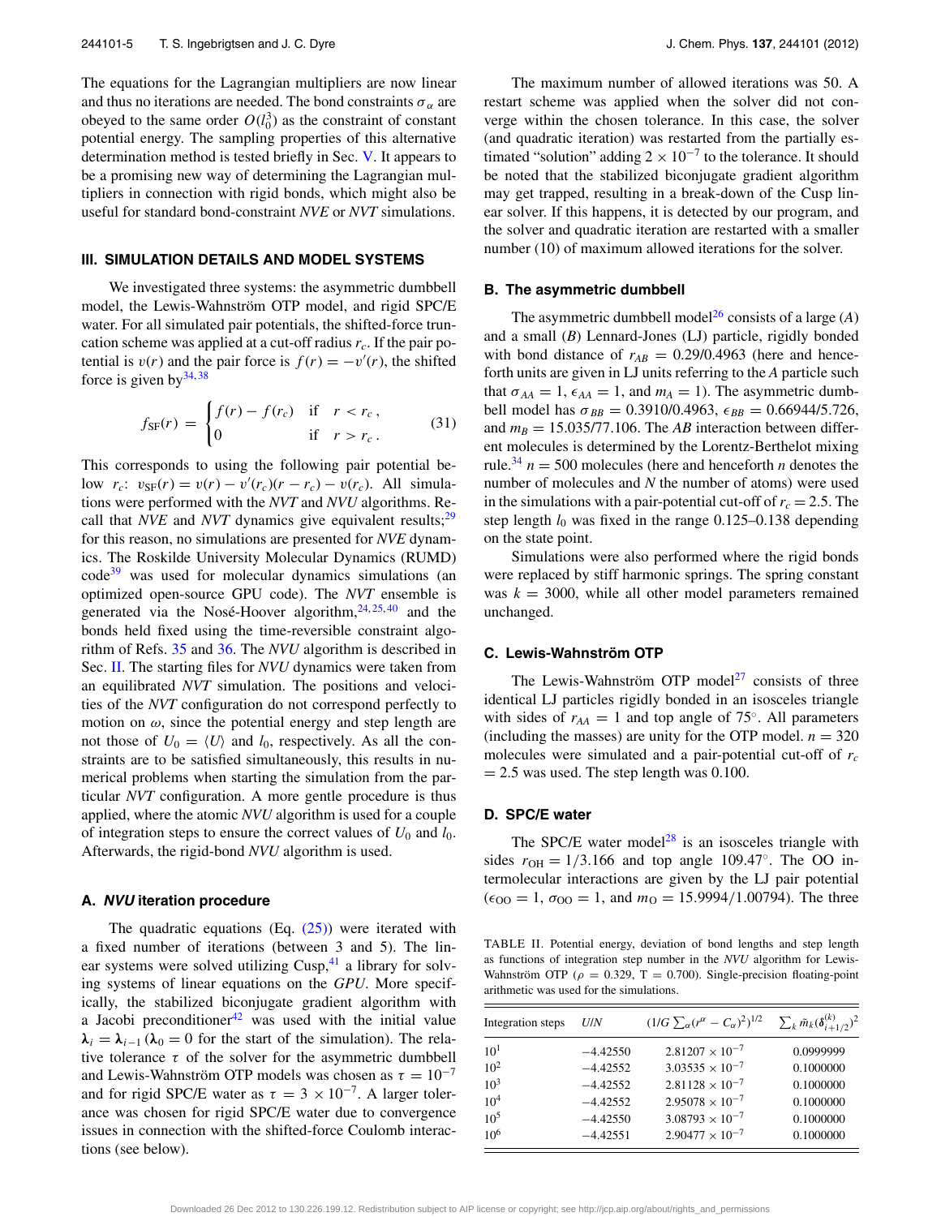The equations for the Lagrangian multipliers are now linear and thus no iterations are needed. The bond constraints $\sigma_\alpha$ are obeyed to the same order $O(l_0^3)$ as the constraint of constant potential energy. The sampling properties of this alternative determination method is tested briefly in Sec. V. It appears to be a promising new way of determining the Lagrangian multipliers in connection with rigid bonds, which might also be useful for standard bond-constraint *NVE* or *NVT* simulations.

## III. SIMULATION DETAILS AND MODEL SYSTEMS

We investigated three systems: the asymmetric dumbbell model, the Lewis-Wahnström OTP model, and rigid SPC/E water. For all simulated pair potentials, the shifted-force truncation scheme was applied at a cut-off radius $r_c$. If the pair potential is $v(r)$ and the pair force is $f(r) = -v'(r)$, the shifted force is given by[34,38]

$$f_{\rm SF}(r) = \begin{cases} f(r) - f(r_c) & \text{if} \quad r < r_c\,, \\ 0 & \text{if} \quad r > r_c\,. \end{cases} \tag{31}$$

This corresponds to using the following pair potential below $r_c$: $v_{\rm SF}(r) = v(r) - v'(r_c)(r - r_c) - v(r_c)$. All simulations were performed with the *NVT* and *NVU* algorithms. Recall that *NVE* and *NVT* dynamics give equivalent results;[29] for this reason, no simulations are presented for *NVE* dynamics. The Roskilde University Molecular Dynamics (RUMD) code[39] was used for molecular dynamics simulations (an optimized open-source GPU code). The *NVT* ensemble is generated via the Nosé-Hoover algorithm,[24,25,40] and the bonds held fixed using the time-reversible constraint algorithm of Refs. 35 and 36. The *NVU* algorithm is described in Sec. II. The starting files for *NVU* dynamics were taken from an equilibrated *NVT* simulation. The positions and velocities of the *NVT* configuration do not correspond perfectly to motion on $\omega$, since the potential energy and step length are not those of $U_0 = \langle U\rangle$ and $l_0$, respectively. As all the constraints are to be satisfied simultaneously, this results in numerical problems when starting the simulation from the particular *NVT* configuration. A more gentle procedure is thus applied, where the atomic *NVU* algorithm is used for a couple of integration steps to ensure the correct values of $U_0$ and $l_0$. Afterwards, the rigid-bond *NVU* algorithm is used.

### A. *NVU* iteration procedure

The quadratic equations (Eq. (25)) were iterated with a fixed number of iterations (between 3 and 5). The linear systems were solved utilizing Cusp,[41] a library for solving systems of linear equations on the *GPU*. More specifically, the stabilized biconjugate gradient algorithm with a Jacobi preconditioner[42] was used with the initial value $\boldsymbol{\lambda}_i = \boldsymbol{\lambda}_{i-1}$ ($\boldsymbol{\lambda}_0 = 0$ for the start of the simulation). The relative tolerance $\tau$ of the solver for the asymmetric dumbbell and Lewis-Wahnström OTP models was chosen as $\tau = 10^{-7}$ and for rigid SPC/E water as $\tau = 3\times 10^{-7}$. A larger tolerance was chosen for rigid SPC/E water due to convergence issues in connection with the shifted-force Coulomb interactions (see below).

The maximum number of allowed iterations was 50. A restart scheme was applied when the solver did not converge within the chosen tolerance. In this case, the solver (and quadratic iteration) was restarted from the partially estimated "solution" adding $2\times 10^{-7}$ to the tolerance. It should be noted that the stabilized biconjugate gradient algorithm may get trapped, resulting in a break-down of the Cusp linear solver. If this happens, it is detected by our program, and the solver and quadratic iteration are restarted with a smaller number (10) of maximum allowed iterations for the solver.

### B. The asymmetric dumbbell

The asymmetric dumbbell model[26] consists of a large ($A$) and a small ($B$) Lennard-Jones (LJ) particle, rigidly bonded with bond distance of $r_{AB} = 0.29/0.4963$ (here and henceforth units are given in LJ units referring to the $A$ particle such that $\sigma_{AA} = 1$, $\epsilon_{AA} = 1$, and $m_A = 1$). The asymmetric dumbbell model has $\sigma_{BB} = 0.3910/0.4963$, $\epsilon_{BB} = 0.66944/5.726$, and $m_B = 15.035/77.106$. The $AB$ interaction between different molecules is determined by the Lorentz-Berthelot mixing rule.[34] $n = 500$ molecules (here and henceforth $n$ denotes the number of molecules and $N$ the number of atoms) were used in the simulations with a pair-potential cut-off of $r_c = 2.5$. The step length $l_0$ was fixed in the range 0.125–0.138 depending on the state point.

Simulations were also performed where the rigid bonds were replaced by stiff harmonic springs. The spring constant was $k = 3000$, while all other model parameters remained unchanged.

### C. Lewis-Wahnström OTP

The Lewis-Wahnström OTP model[27] consists of three identical LJ particles rigidly bonded in an isosceles triangle with sides of $r_{AA} = 1$ and top angle of 75°. All parameters (including the masses) are unity for the OTP model. $n = 320$ molecules were simulated and a pair-potential cut-off of $r_c = 2.5$ was used. The step length was 0.100.

### D. SPC/E water

The SPC/E water model[28] is an isosceles triangle with sides $r_{\rm OH} = 1/3.166$ and top angle 109.47°. The OO intermolecular interactions are given by the LJ pair potential ($\epsilon_{\rm OO} = 1$, $\sigma_{\rm OO} = 1$, and $m_{\rm O} = 15.9994/1.00794$). The three

TABLE II. Potential energy, deviation of bond lengths and step length as functions of integration step number in the *NVU* algorithm for Lewis-Wahnström OTP ($\rho = 0.329$, T = 0.700). Single-precision floating-point arithmetic was used for the simulations.

| Integration steps | $U/N$ | $(1/G\sum_\alpha(r^\alpha - C_\alpha)^2)^{1/2}$ | $\sum_k \tilde{m}_k(\boldsymbol{\delta}_{i+1/2}^{(k)})^2$ |
|---|---|---|---|
| $10^1$ | −4.42550 | $2.81207\times 10^{-7}$ | 0.0999999 |
| $10^2$ | −4.42552 | $3.03535\times 10^{-7}$ | 0.1000000 |
| $10^3$ | −4.42552 | $2.81128\times 10^{-7}$ | 0.1000000 |
| $10^4$ | −4.42552 | $2.95078\times 10^{-7}$ | 0.1000000 |
| $10^5$ | −4.42550 | $3.08793\times 10^{-7}$ | 0.1000000 |
| $10^6$ | −4.42551 | $2.90477\times 10^{-7}$ | 0.1000000 |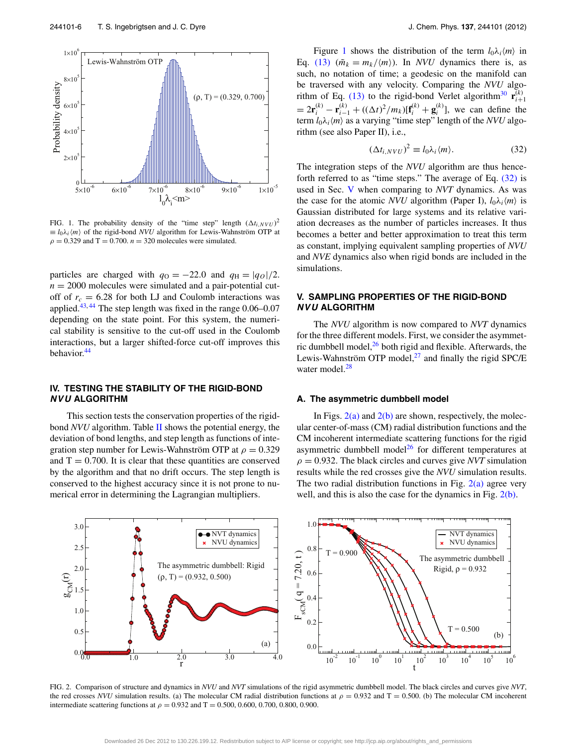FIG. 1. The probability density of the "time step" length $(\Delta t_{i,NVU})^2 \equiv l_0\lambda_i\langle m\rangle$ of the rigid-bond *NVU* algorithm for Lewis-Wahnström OTP at $\rho = 0.329$ and T = 0.700. $n = 320$ molecules were simulated.

particles are charged with $q_{\rm O} = -22.0$ and $q_{\rm H} = |q_O|/2$. $n = 2000$ molecules were simulated and a pair-potential cut-off of $r_c = 6.28$ for both LJ and Coulomb interactions was applied.[43,44] The step length was fixed in the range 0.06–0.07 depending on the state point. For this system, the numerical stability is sensitive to the cut-off used in the Coulomb interactions, but a larger shifted-force cut-off improves this behavior.[44]

## IV. TESTING THE STABILITY OF THE RIGID-BOND *NVU* ALGORITHM

This section tests the conservation properties of the rigid-bond *NVU* algorithm. Table II shows the potential energy, the deviation of bond lengths, and step length as functions of integration step number for Lewis-Wahnström OTP at $\rho = 0.329$ and T = 0.700. It is clear that these quantities are conserved by the algorithm and that no drift occurs. The step length is conserved to the highest accuracy since it is not prone to numerical error in determining the Lagrangian multipliers.

Figure 1 shows the distribution of the term $l_0\lambda_i\langle m\rangle$ in Eq. (13) ($\tilde{m}_k = m_k/\langle m\rangle$). In *NVU* dynamics there is, as such, no notation of time; a geodesic on the manifold can be traversed with any velocity. Comparing the *NVU* algorithm of Eq. (13) to the rigid-bond Verlet algorithm[30] $\mathbf{r}_{i+1}^{(k)} = 2\mathbf{r}_i^{(k)} - \mathbf{r}_{i-1}^{(k)} + ((\Delta t)^2/m_k)[\mathbf{f}_i^{(k)} + \mathbf{g}_i^{(k)}]$, we can define the term $l_0\lambda_i\langle m\rangle$ as a varying "time step" length of the *NVU* algorithm (see also Paper II), i.e.,

$$(\Delta t_{i,NVU})^2 \equiv l_0\lambda_i\langle m\rangle. \tag{32}$$

The integration steps of the *NVU* algorithm are thus henceforth referred to as "time steps." The average of Eq. (32) is used in Sec. V when comparing to *NVT* dynamics. As was the case for the atomic *NVU* algorithm (Paper I), $l_0\lambda_i\langle m\rangle$ is Gaussian distributed for large systems and its relative variation decreases as the number of particles increases. It thus becomes a better and better approximation to treat this term as constant, implying equivalent sampling properties of *NVU* and *NVE* dynamics also when rigid bonds are included in the simulations.

## V. SAMPLING PROPERTIES OF THE RIGID-BOND *NVU* ALGORITHM

The *NVU* algorithm is now compared to *NVT* dynamics for the three different models. First, we consider the asymmetric dumbbell model,[26] both rigid and flexible. Afterwards, the Lewis-Wahnström OTP model,[27] and finally the rigid SPC/E water model.[28]

### A. The asymmetric dumbbell model

In Figs. 2(a) and 2(b) are shown, respectively, the molecular center-of-mass (CM) radial distribution functions and the CM incoherent intermediate scattering functions for the rigid asymmetric dumbbell model[26] for different temperatures at $\rho = 0.932$. The black circles and curves give *NVT* simulation results while the red crosses give the *NVU* simulation results. The two radial distribution functions in Fig. 2(a) agree very well, and this is also the case for the dynamics in Fig. 2(b).

FIG. 2. Comparison of structure and dynamics in *NVU* and *NVT* simulations of the rigid asymmetric dumbbell model. The black circles and curves give *NVT*, the red crosses *NVU* simulation results. (a) The molecular CM radial distribution functions at $\rho = 0.932$ and T = 0.500. (b) The molecular CM incoherent intermediate scattering functions at $\rho = 0.932$ and T = 0.500, 0.600, 0.700, 0.800, 0.900.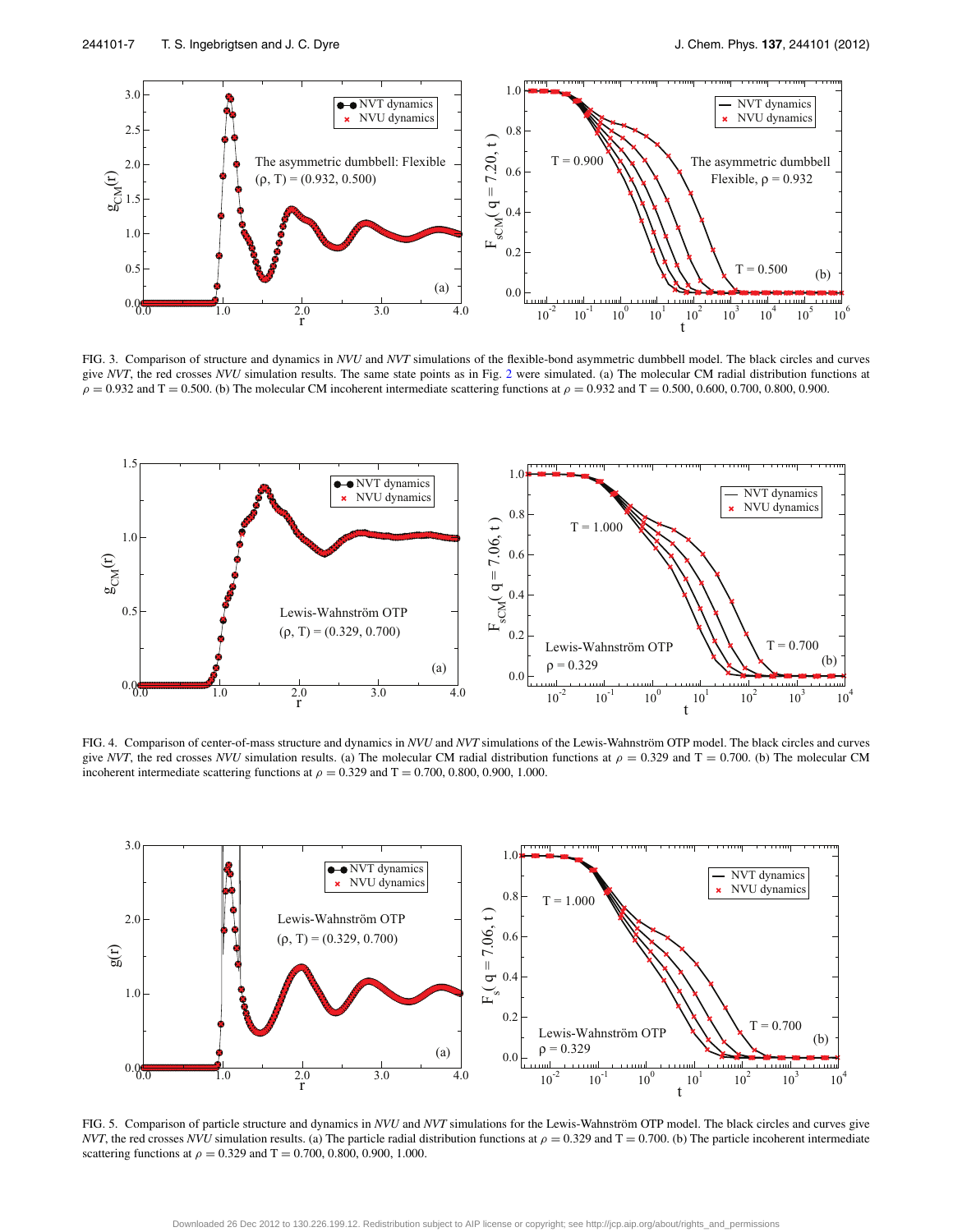FIG. 3. Comparison of structure and dynamics in *NVU* and *NVT* simulations of the flexible-bond asymmetric dumbbell model. The black circles and curves give *NVT*, the red crosses *NVU* simulation results. The same state points as in Fig. 2 were simulated. (a) The molecular CM radial distribution functions at $\rho = 0.932$ and T = 0.500. (b) The molecular CM incoherent intermediate scattering functions at $\rho = 0.932$ and T = 0.500, 0.600, 0.700, 0.800, 0.900.

FIG. 4. Comparison of center-of-mass structure and dynamics in *NVU* and *NVT* simulations of the Lewis-Wahnström OTP model. The black circles and curves give *NVT*, the red crosses *NVU* simulation results. (a) The molecular CM radial distribution functions at $\rho = 0.329$ and T = 0.700. (b) The molecular CM incoherent intermediate scattering functions at $\rho = 0.329$ and T = 0.700, 0.800, 0.900, 1.000.

FIG. 5. Comparison of particle structure and dynamics in *NVU* and *NVT* simulations for the Lewis-Wahnström OTP model. The black circles and curves give *NVT*, the red crosses *NVU* simulation results. (a) The particle radial distribution functions at $\rho = 0.329$ and T = 0.700. (b) The particle incoherent intermediate scattering functions at $\rho = 0.329$ and T = 0.700, 0.800, 0.900, 1.000.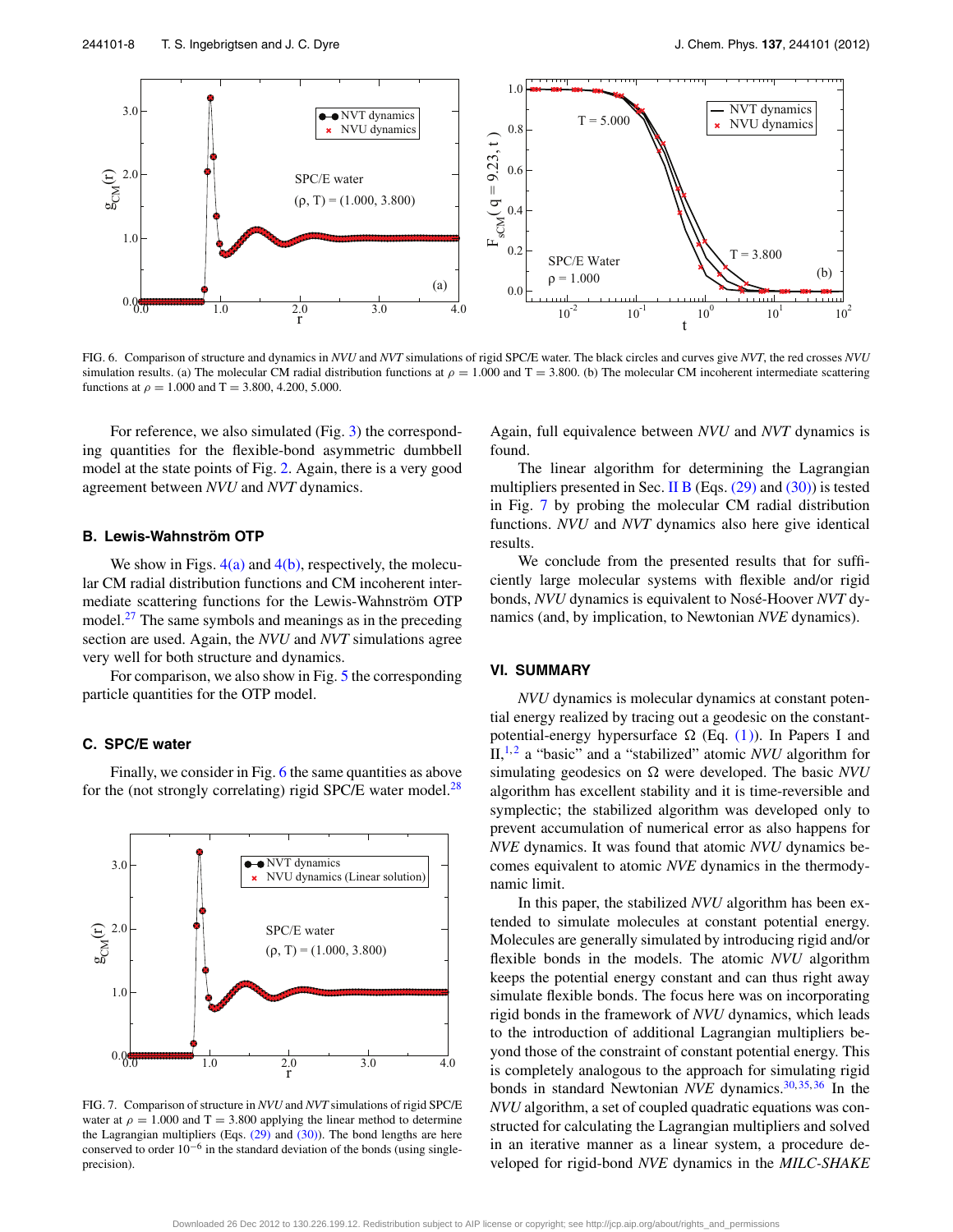FIG. 6. Comparison of structure and dynamics in *NVU* and *NVT* simulations of rigid SPC/E water. The black circles and curves give *NVT*, the red crosses *NVU* simulation results. (a) The molecular CM radial distribution functions at $\rho = 1.000$ and T = 3.800. (b) The molecular CM incoherent intermediate scattering functions at $\rho = 1.000$ and T = 3.800, 4.200, 5.000.

For reference, we also simulated (Fig. 3) the corresponding quantities for the flexible-bond asymmetric dumbbell model at the state points of Fig. 2. Again, there is a very good agreement between *NVU* and *NVT* dynamics.

### B. Lewis-Wahnström OTP

We show in Figs. 4(a) and 4(b), respectively, the molecular CM radial distribution functions and CM incoherent intermediate scattering functions for the Lewis-Wahnström OTP model.[27] The same symbols and meanings as in the preceding section are used. Again, the *NVU* and *NVT* simulations agree very well for both structure and dynamics.

For comparison, we also show in Fig. 5 the corresponding particle quantities for the OTP model.

### C. SPC/E water

Finally, we consider in Fig. 6 the same quantities as above for the (not strongly correlating) rigid SPC/E water model.[28] Again, full equivalence between *NVU* and *NVT* dynamics is found.

The linear algorithm for determining the Lagrangian multipliers presented in Sec. II B (Eqs. (29) and (30)) is tested in Fig. 7 by probing the molecular CM radial distribution functions. *NVU* and *NVT* dynamics also here give identical results.

We conclude from the presented results that for sufficiently large molecular systems with flexible and/or rigid bonds, *NVU* dynamics is equivalent to Nosé-Hoover *NVT* dynamics (and, by implication, to Newtonian *NVE* dynamics).

FIG. 7. Comparison of structure in *NVU* and *NVT* simulations of rigid SPC/E water at $\rho = 1.000$ and T = 3.800 applying the linear method to determine the Lagrangian multipliers (Eqs. (29) and (30)). The bond lengths are here conserved to order $10^{-6}$ in the standard deviation of the bonds (using single-precision).

## VI. SUMMARY

*NVU* dynamics is molecular dynamics at constant potential energy realized by tracing out a geodesic on the constant-potential-energy hypersurface $\Omega$ (Eq. (1)). In Papers I and II,[1,2] a "basic" and a "stabilized" atomic *NVU* algorithm for simulating geodesics on $\Omega$ were developed. The basic *NVU* algorithm has excellent stability and it is time-reversible and symplectic; the stabilized algorithm was developed only to prevent accumulation of numerical error as also happens for *NVE* dynamics. It was found that atomic *NVU* dynamics becomes equivalent to atomic *NVE* dynamics in the thermodynamic limit.

In this paper, the stabilized *NVU* algorithm has been extended to simulate molecules at constant potential energy. Molecules are generally simulated by introducing rigid and/or flexible bonds in the models. The atomic *NVU* algorithm keeps the potential energy constant and can thus right away simulate flexible bonds. The focus here was on incorporating rigid bonds in the framework of *NVU* dynamics, which leads to the introduction of additional Lagrangian multipliers beyond those of the constraint of constant potential energy. This is completely analogous to the approach for simulating rigid bonds in standard Newtonian *NVE* dynamics.[30,35,36] In the *NVU* algorithm, a set of coupled quadratic equations was constructed for calculating the Lagrangian multipliers and solved in an iterative manner as a linear system, a procedure developed for rigid-bond *NVE* dynamics in the *MILC-SHAKE*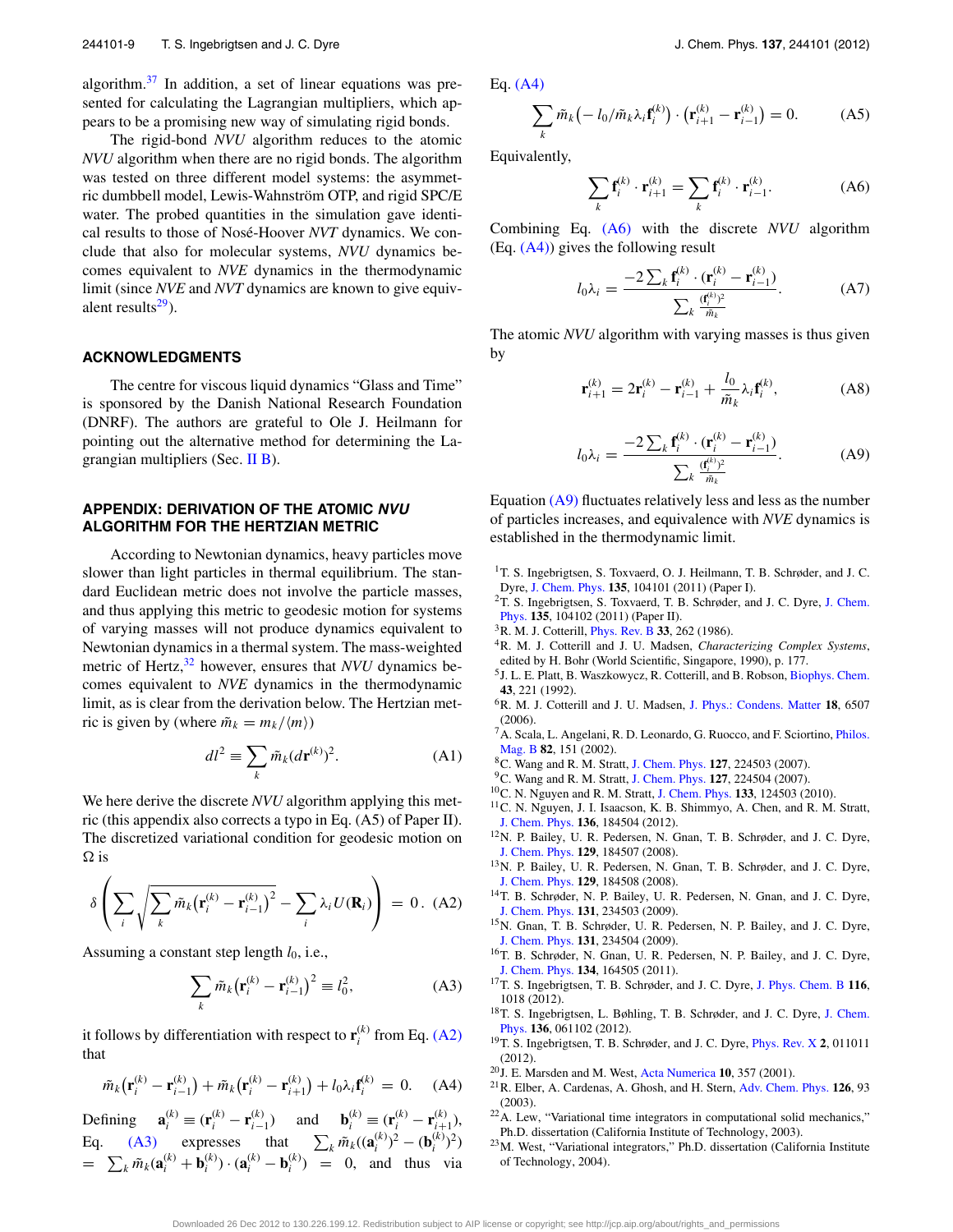algorithm.[37] In addition, a set of linear equations was presented for calculating the Lagrangian multipliers, which appears to be a promising new way of simulating rigid bonds.

The rigid-bond *NVU* algorithm reduces to the atomic *NVU* algorithm when there are no rigid bonds. The algorithm was tested on three different model systems: the asymmetric dumbbell model, Lewis-Wahnström OTP, and rigid SPC/E water. The probed quantities in the simulation gave identical results to those of Nosé-Hoover *NVT* dynamics. We conclude that also for molecular systems, *NVU* dynamics becomes equivalent to *NVE* dynamics in the thermodynamic limit (since *NVE* and *NVT* dynamics are known to give equivalent results[29]).

## ACKNOWLEDGMENTS

The centre for viscous liquid dynamics "Glass and Time" is sponsored by the Danish National Research Foundation (DNRF). The authors are grateful to Ole J. Heilmann for pointing out the alternative method for determining the Lagrangian multipliers (Sec. II B).

## APPENDIX: DERIVATION OF THE ATOMIC *NVU* ALGORITHM FOR THE HERTZIAN METRIC

According to Newtonian dynamics, heavy particles move slower than light particles in thermal equilibrium. The standard Euclidean metric does not involve the particle masses, and thus applying this metric to geodesic motion for systems of varying masses will not produce dynamics equivalent to Newtonian dynamics in a thermal system. The mass-weighted metric of Hertz,[32] however, ensures that *NVU* dynamics becomes equivalent to *NVE* dynamics in the thermodynamic limit, as is clear from the derivation below. The Hertzian metric is given by (where $\tilde{m}_k = m_k/\langle m\rangle$)

$$dl^2 \equiv \sum_k \tilde{m}_k (d\mathbf{r}^{(k)})^2. \tag{A1}$$

We here derive the discrete *NVU* algorithm applying this metric (this appendix also corrects a typo in Eq. (A5) of Paper II). The discretized variational condition for geodesic motion on $\Omega$ is

$$\delta\left(\sum_i \sqrt{\sum_k \tilde{m}_k\left(\mathbf{r}_i^{(k)} - \mathbf{r}_{i-1}^{(k)}\right)^2} - \sum_i \lambda_i U(\mathbf{R}_i)\right) = 0\,. \tag{A2}$$

Assuming a constant step length $l_0$, i.e.,

$$\sum_k \tilde{m}_k\left(\mathbf{r}_i^{(k)} - \mathbf{r}_{i-1}^{(k)}\right)^2 \equiv l_0^2, \tag{A3}$$

it follows by differentiation with respect to $\mathbf{r}_i^{(k)}$ from Eq. (A2) that

$$\tilde{m}_k\left(\mathbf{r}_i^{(k)} - \mathbf{r}_{i-1}^{(k)}\right) + \tilde{m}_k\left(\mathbf{r}_i^{(k)} - \mathbf{r}_{i+1}^{(k)}\right) + l_0\lambda_i\mathbf{f}_i^{(k)} = 0. \tag{A4}$$

Defining $\mathbf{a}_i^{(k)} \equiv (\mathbf{r}_i^{(k)} - \mathbf{r}_{i-1}^{(k)})$ and $\mathbf{b}_i^{(k)} \equiv (\mathbf{r}_i^{(k)} - \mathbf{r}_{i+1}^{(k)})$, Eq. (A3) expresses that $\sum_k \tilde{m}_k((\mathbf{a}_i^{(k)})^2 - (\mathbf{b}_i^{(k)})^2) = \sum_k \tilde{m}_k(\mathbf{a}_i^{(k)} + \mathbf{b}_i^{(k)})\cdot(\mathbf{a}_i^{(k)} - \mathbf{b}_i^{(k)}) = 0$, and thus via Eq. (A4)

$$\sum_k \tilde{m}_k\left(-l_0/\tilde{m}_k\lambda_i\mathbf{f}_i^{(k)}\right)\cdot\left(\mathbf{r}_{i+1}^{(k)} - \mathbf{r}_{i-1}^{(k)}\right) = 0. \tag{A5}$$

Equivalently,

$$\sum_k \mathbf{f}_i^{(k)}\cdot\mathbf{r}_{i+1}^{(k)} = \sum_k \mathbf{f}_i^{(k)}\cdot\mathbf{r}_{i-1}^{(k)}. \tag{A6}$$

Combining Eq. (A6) with the discrete *NVU* algorithm (Eq. (A4)) gives the following result

$$l_0\lambda_i = \frac{-2\sum_k \mathbf{f}_i^{(k)}\cdot\left(\mathbf{r}_i^{(k)} - \mathbf{r}_{i-1}^{(k)}\right)}{\sum_k \frac{(\mathbf{f}_i^{(k)})^2}{\tilde{m}_k}}. \tag{A7}$$

The atomic *NVU* algorithm with varying masses is thus given by

$$\mathbf{r}_{i+1}^{(k)} = 2\mathbf{r}_i^{(k)} - \mathbf{r}_{i-1}^{(k)} + \frac{l_0}{\tilde{m}_k}\lambda_i\mathbf{f}_i^{(k)}, \tag{A8}$$

$$l_0\lambda_i = \frac{-2\sum_k \mathbf{f}_i^{(k)}\cdot\left(\mathbf{r}_i^{(k)} - \mathbf{r}_{i-1}^{(k)}\right)}{\sum_k \frac{(\mathbf{f}_i^{(k)})^2}{\tilde{m}_k}}. \tag{A9}$$

Equation (A9) fluctuates relatively less and less as the number of particles increases, and equivalence with *NVE* dynamics is established in the thermodynamic limit.

[1] T. S. Ingebrigtsen, S. Toxvaerd, O. J. Heilmann, T. B. Schrøder, and J. C. Dyre, J. Chem. Phys. **135**, 104101 (2011) (Paper I).

[2] T. S. Ingebrigtsen, S. Toxvaerd, T. B. Schrøder, and J. C. Dyre, J. Chem. Phys. **135**, 104102 (2011) (Paper II).

[3] R. M. J. Cotterill, Phys. Rev. B **33**, 262 (1986).

[4] R. M. J. Cotterill and J. U. Madsen, *Characterizing Complex Systems*, edited by H. Bohr (World Scientific, Singapore, 1990), p. 177.

[5] J. L. E. Platt, B. Waszkowycz, R. Cotterill, and B. Robson, Biophys. Chem. **43**, 221 (1992).

[6] R. M. J. Cotterill and J. U. Madsen, J. Phys.: Condens. Matter **18**, 6507 (2006).

[7] A. Scala, L. Angelani, R. D. Leonardo, G. Ruocco, and F. Sciortino, Philos. Mag. B **82**, 151 (2002).

[8] C. Wang and R. M. Stratt, J. Chem. Phys. **127**, 224503 (2007).

[9] C. Wang and R. M. Stratt, J. Chem. Phys. **127**, 224504 (2007).

[10] C. N. Nguyen and R. M. Stratt, J. Chem. Phys. **133**, 124503 (2010).

[11] C. N. Nguyen, J. I. Isaacson, K. B. Shimmyo, A. Chen, and R. M. Stratt, J. Chem. Phys. **136**, 184504 (2012).

[12] N. P. Bailey, U. R. Pedersen, N. Gnan, T. B. Schrøder, and J. C. Dyre, J. Chem. Phys. **129**, 184507 (2008).

[13] N. P. Bailey, U. R. Pedersen, N. Gnan, T. B. Schrøder, and J. C. Dyre, J. Chem. Phys. **129**, 184508 (2008).

[14] T. B. Schrøder, N. P. Bailey, U. R. Pedersen, N. Gnan, and J. C. Dyre, J. Chem. Phys. **131**, 234503 (2009).

[15] N. Gnan, T. B. Schrøder, U. R. Pedersen, N. P. Bailey, and J. C. Dyre, J. Chem. Phys. **131**, 234504 (2009).

[16] T. B. Schrøder, N. Gnan, U. R. Pedersen, N. P. Bailey, and J. C. Dyre, J. Chem. Phys. **134**, 164505 (2011).

[17] T. S. Ingebrigtsen, T. B. Schrøder, and J. C. Dyre, J. Phys. Chem. B **116**, 1018 (2012).

[18] T. S. Ingebrigtsen, L. Bøhling, T. B. Schrøder, and J. C. Dyre, J. Chem. Phys. **136**, 061102 (2012).

[19] T. S. Ingebrigtsen, T. B. Schrøder, and J. C. Dyre, Phys. Rev. X **2**, 011011 (2012).

[20] J. E. Marsden and M. West, Acta Numerica **10**, 357 (2001).

[21] R. Elber, A. Cardenas, A. Ghosh, and H. Stern, Adv. Chem. Phys. **126**, 93 (2003).

[22] A. Lew, "Variational time integrators in computational solid mechanics," Ph.D. dissertation (California Institute of Technology, 2003).

[23] M. West, "Variational integrators," Ph.D. dissertation (California Institute of Technology, 2004).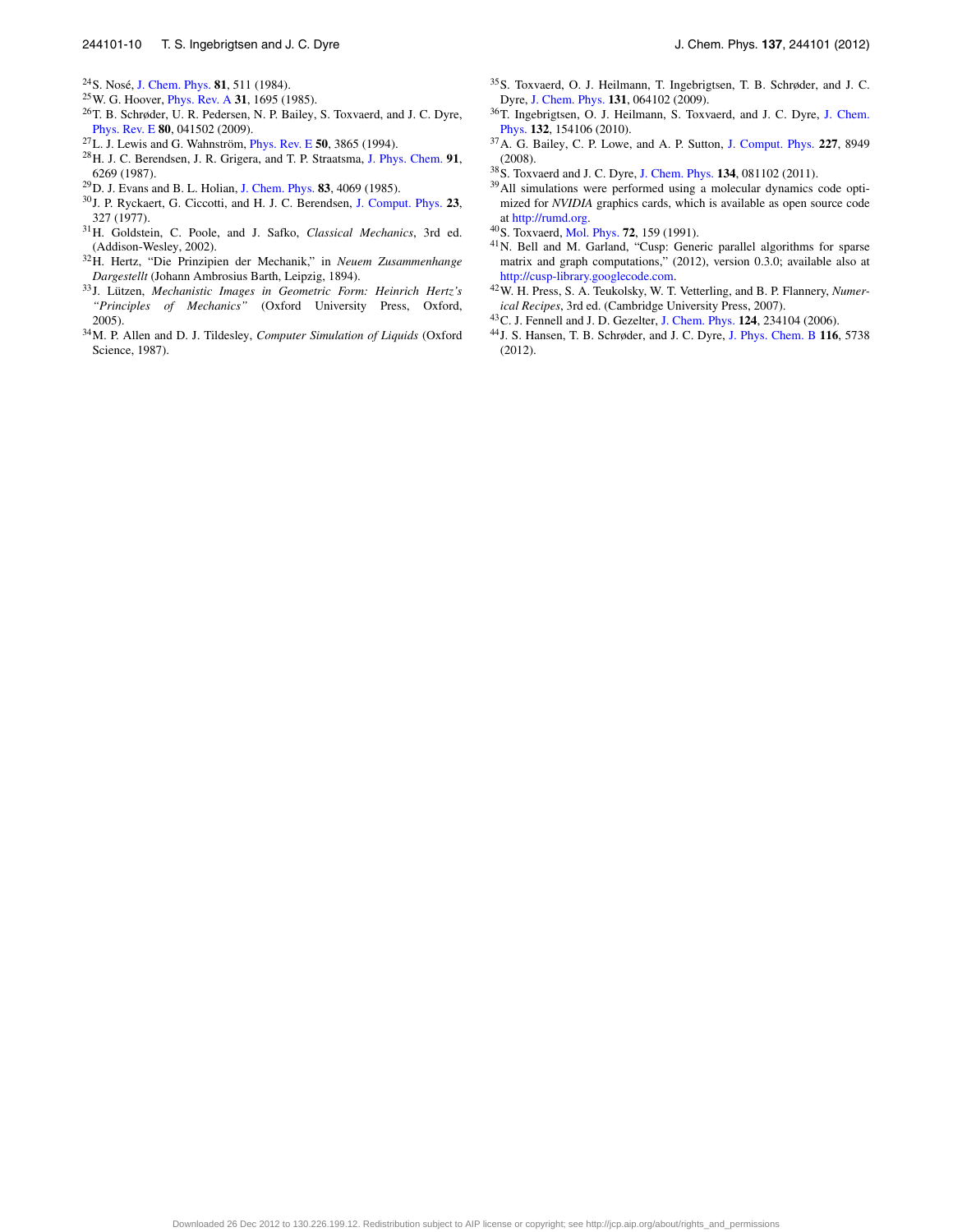[24] S. Nosé, J. Chem. Phys. **81**, 511 (1984).
[25] W. G. Hoover, Phys. Rev. A **31**, 1695 (1985).
[26] T. B. Schrøder, U. R. Pedersen, N. P. Bailey, S. Toxvaerd, and J. C. Dyre, Phys. Rev. E **80**, 041502 (2009).
[27] L. J. Lewis and G. Wahnström, Phys. Rev. E **50**, 3865 (1994).
[28] H. J. C. Berendsen, J. R. Grigera, and T. P. Straatsma, J. Phys. Chem. **91**, 6269 (1987).
[29] D. J. Evans and B. L. Holian, J. Chem. Phys. **83**, 4069 (1985).
[30] J. P. Ryckaert, G. Ciccotti, and H. J. C. Berendsen, J. Comput. Phys. **23**, 327 (1977).
[31] H. Goldstein, C. Poole, and J. Safko, *Classical Mechanics*, 3rd ed. (Addison-Wesley, 2002).
[32] H. Hertz, "Die Prinzipien der Mechanik," in *Neuem Zusammenhange Dargestellt* (Johann Ambrosius Barth, Leipzig, 1894).
[33] J. Lützen, *Mechanistic Images in Geometric Form: Heinrich Hertz's "Principles of Mechanics"* (Oxford University Press, Oxford, 2005).
[34] M. P. Allen and D. J. Tildesley, *Computer Simulation of Liquids* (Oxford Science, 1987).
[35] S. Toxvaerd, O. J. Heilmann, T. Ingebrigtsen, T. B. Schrøder, and J. C. Dyre, J. Chem. Phys. **131**, 064102 (2009).
[36] T. Ingebrigtsen, O. J. Heilmann, S. Toxvaerd, and J. C. Dyre, J. Chem. Phys. **132**, 154106 (2010).
[37] A. G. Bailey, C. P. Lowe, and A. P. Sutton, J. Comput. Phys. **227**, 8949 (2008).
[38] S. Toxvaerd and J. C. Dyre, J. Chem. Phys. **134**, 081102 (2011).
[39] All simulations were performed using a molecular dynamics code optimized for *NVIDIA* graphics cards, which is available as open source code at http://rumd.org.
[40] S. Toxvaerd, Mol. Phys. **72**, 159 (1991).
[41] N. Bell and M. Garland, "Cusp: Generic parallel algorithms for sparse matrix and graph computations," (2012), version 0.3.0; available also at http://cusp-library.googlecode.com.
[42] W. H. Press, S. A. Teukolsky, W. T. Vetterling, and B. P. Flannery, *Numerical Recipes*, 3rd ed. (Cambridge University Press, 2007).
[43] C. J. Fennell and J. D. Gezelter, J. Chem. Phys. **124**, 234104 (2006).
[44] J. S. Hansen, T. B. Schrøder, and J. C. Dyre, J. Phys. Chem. B **116**, 5738 (2012).